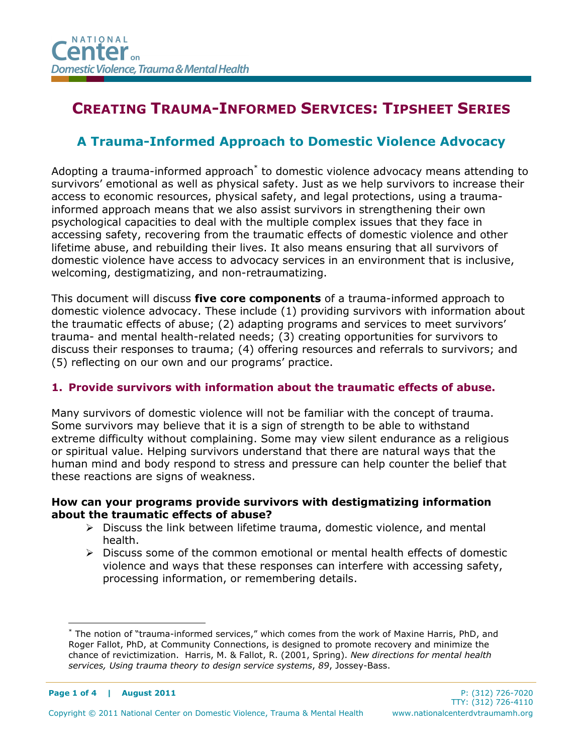NATIONAL Center on Domestic Violence, Trauma & Mental Health

# CREATING TRAUMA-INFORMED SERVICES: TIPSHEET SERIES

## A Trauma-Informed Approach to Domestic Violence Advocacy

Adopting a trauma-informed approach* to domestic violence advocacy means attending to survivors' emotional as well as physical safety. Just as we help survivors to increase their access to economic resources, physical safety, and legal protections, using a trauma-informed approach means that we also assist survivors in strengthening their own psychological capacities to deal with the multiple complex issues that they face in accessing safety, recovering from the traumatic effects of domestic violence and other lifetime abuse, and rebuilding their lives. It also means ensuring that all survivors of domestic violence have access to advocacy services in an environment that is inclusive, welcoming, destigmatizing, and non-retraumatizing.

This document will discuss **five core components** of a trauma-informed approach to domestic violence advocacy. These include (1) providing survivors with information about the traumatic effects of abuse; (2) adapting programs and services to meet survivors' trauma- and mental health-related needs; (3) creating opportunities for survivors to discuss their responses to trauma; (4) offering resources and referrals to survivors; and (5) reflecting on our own and our programs' practice.

### 1. Provide survivors with information about the traumatic effects of abuse.

Many survivors of domestic violence will not be familiar with the concept of trauma. Some survivors may believe that it is a sign of strength to be able to withstand extreme difficulty without complaining. Some may view silent endurance as a religious or spiritual value. Helping survivors understand that there are natural ways that the human mind and body respond to stress and pressure can help counter the belief that these reactions are signs of weakness.

**How can your programs provide survivors with destigmatizing information about the traumatic effects of abuse?**

- Discuss the link between lifetime trauma, domestic violence, and mental health.
- Discuss some of the common emotional or mental health effects of domestic violence and ways that these responses can interfere with accessing safety, processing information, or remembering details.

---

* The notion of "trauma-informed services," which comes from the work of Maxine Harris, PhD, and Roger Fallot, PhD, at Community Connections, is designed to promote recovery and minimize the chance of revictimization. Harris, M. & Fallot, R. (2001, Spring). *New directions for mental health services, Using trauma theory to design service systems*, *89*, Jossey-Bass.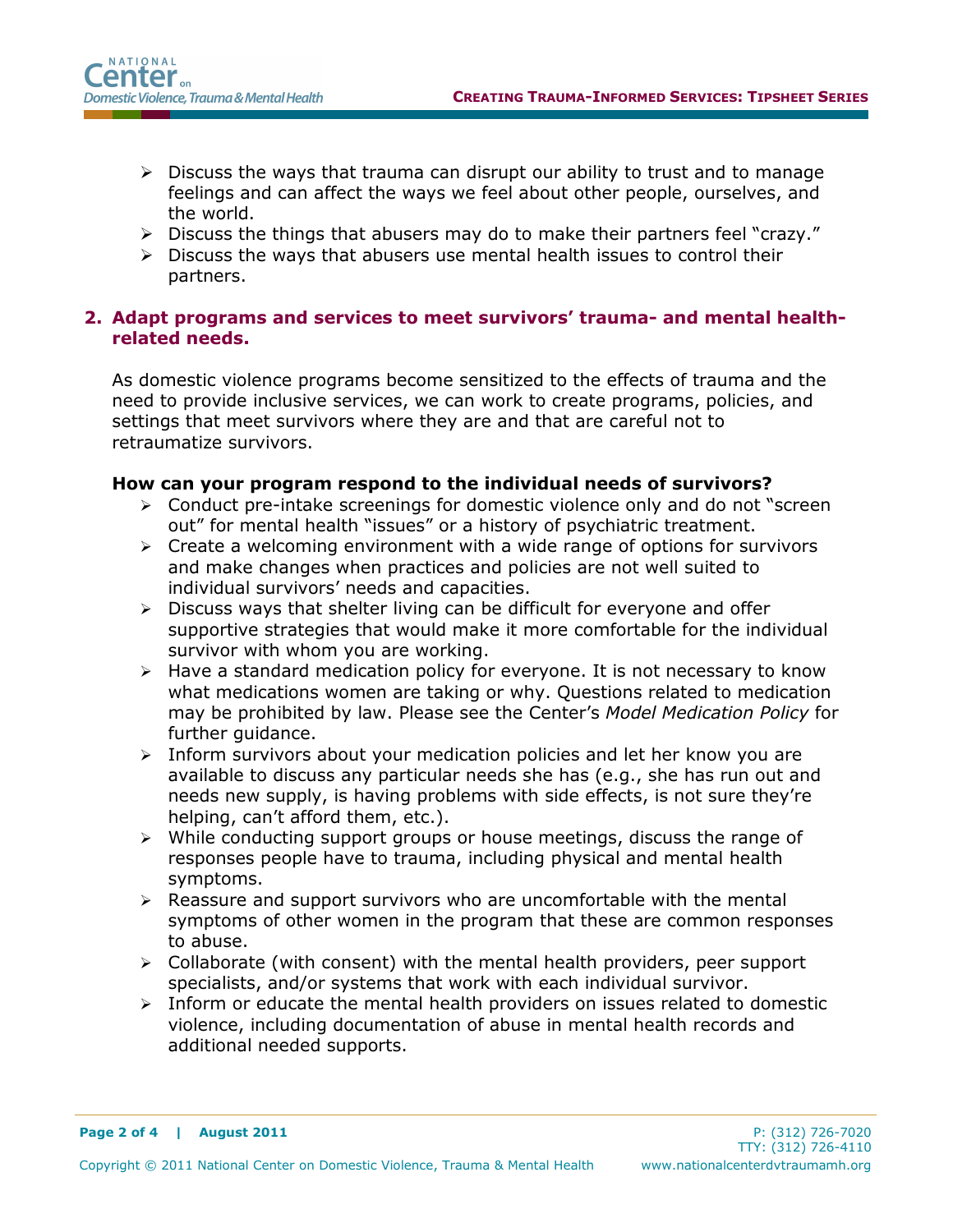- Discuss the ways that trauma can disrupt our ability to trust and to manage feelings and can affect the ways we feel about other people, ourselves, and the world.
- Discuss the things that abusers may do to make their partners feel "crazy."
- Discuss the ways that abusers use mental health issues to control their partners.

## 2. Adapt programs and services to meet survivors' trauma- and mental health-related needs.

As domestic violence programs become sensitized to the effects of trauma and the need to provide inclusive services, we can work to create programs, policies, and settings that meet survivors where they are and that are careful not to retraumatize survivors.

**How can your program respond to the individual needs of survivors?**

- Conduct pre-intake screenings for domestic violence only and do not "screen out" for mental health "issues" or a history of psychiatric treatment.
- Create a welcoming environment with a wide range of options for survivors and make changes when practices and policies are not well suited to individual survivors' needs and capacities.
- Discuss ways that shelter living can be difficult for everyone and offer supportive strategies that would make it more comfortable for the individual survivor with whom you are working.
- Have a standard medication policy for everyone. It is not necessary to know what medications women are taking or why. Questions related to medication may be prohibited by law. Please see the Center's *Model Medication Policy* for further guidance.
- Inform survivors about your medication policies and let her know you are available to discuss any particular needs she has (e.g., she has run out and needs new supply, is having problems with side effects, is not sure they're helping, can't afford them, etc.).
- While conducting support groups or house meetings, discuss the range of responses people have to trauma, including physical and mental health symptoms.
- Reassure and support survivors who are uncomfortable with the mental symptoms of other women in the program that these are common responses to abuse.
- Collaborate (with consent) with the mental health providers, peer support specialists, and/or systems that work with each individual survivor.
- Inform or educate the mental health providers on issues related to domestic violence, including documentation of abuse in mental health records and additional needed supports.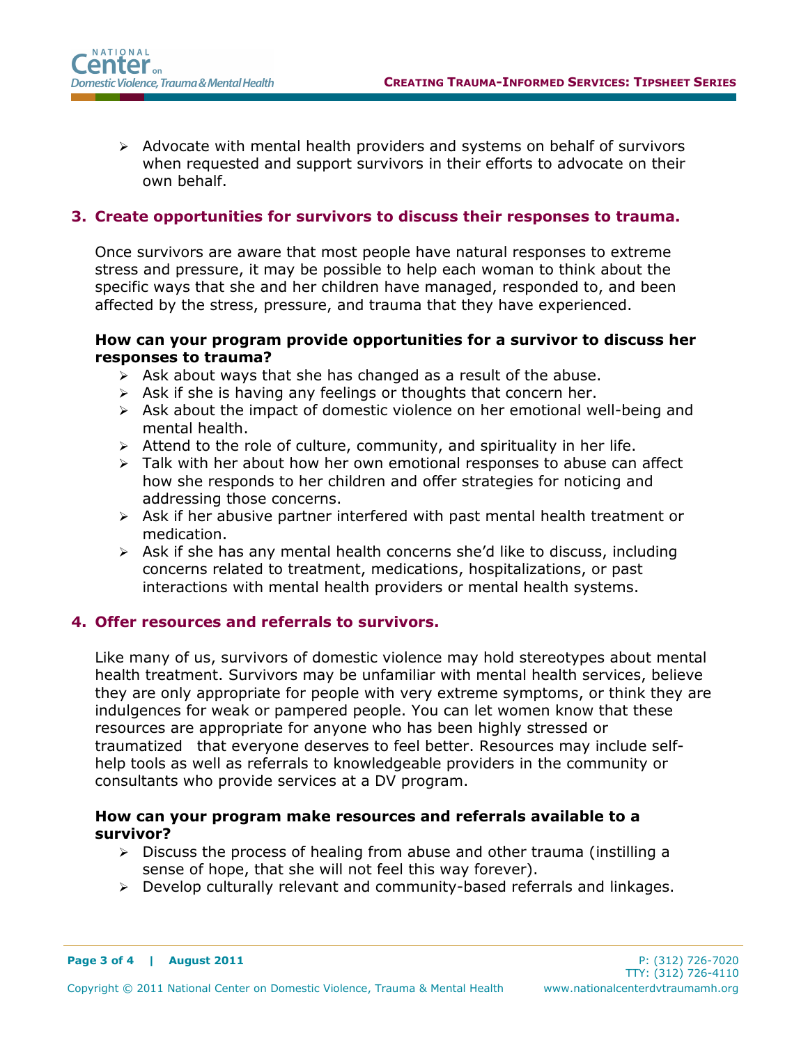- Advocate with mental health providers and systems on behalf of survivors when requested and support survivors in their efforts to advocate on their own behalf.

## 3. Create opportunities for survivors to discuss their responses to trauma.

Once survivors are aware that most people have natural responses to extreme stress and pressure, it may be possible to help each woman to think about the specific ways that she and her children have managed, responded to, and been affected by the stress, pressure, and trauma that they have experienced.

**How can your program provide opportunities for a survivor to discuss her responses to trauma?**

- Ask about ways that she has changed as a result of the abuse.
- Ask if she is having any feelings or thoughts that concern her.
- Ask about the impact of domestic violence on her emotional well-being and mental health.
- Attend to the role of culture, community, and spirituality in her life.
- Talk with her about how her own emotional responses to abuse can affect how she responds to her children and offer strategies for noticing and addressing those concerns.
- Ask if her abusive partner interfered with past mental health treatment or medication.
- Ask if she has any mental health concerns she'd like to discuss, including concerns related to treatment, medications, hospitalizations, or past interactions with mental health providers or mental health systems.

## 4. Offer resources and referrals to survivors.

Like many of us, survivors of domestic violence may hold stereotypes about mental health treatment. Survivors may be unfamiliar with mental health services, believe they are only appropriate for people with very extreme symptoms, or think they are indulgences for weak or pampered people. You can let women know that these resources are appropriate for anyone who has been highly stressed or traumatized  that everyone deserves to feel better. Resources may include self-help tools as well as referrals to knowledgeable providers in the community or consultants who provide services at a DV program.

**How can your program make resources and referrals available to a survivor?**

- Discuss the process of healing from abuse and other trauma (instilling a sense of hope, that she will not feel this way forever).
- Develop culturally relevant and community-based referrals and linkages.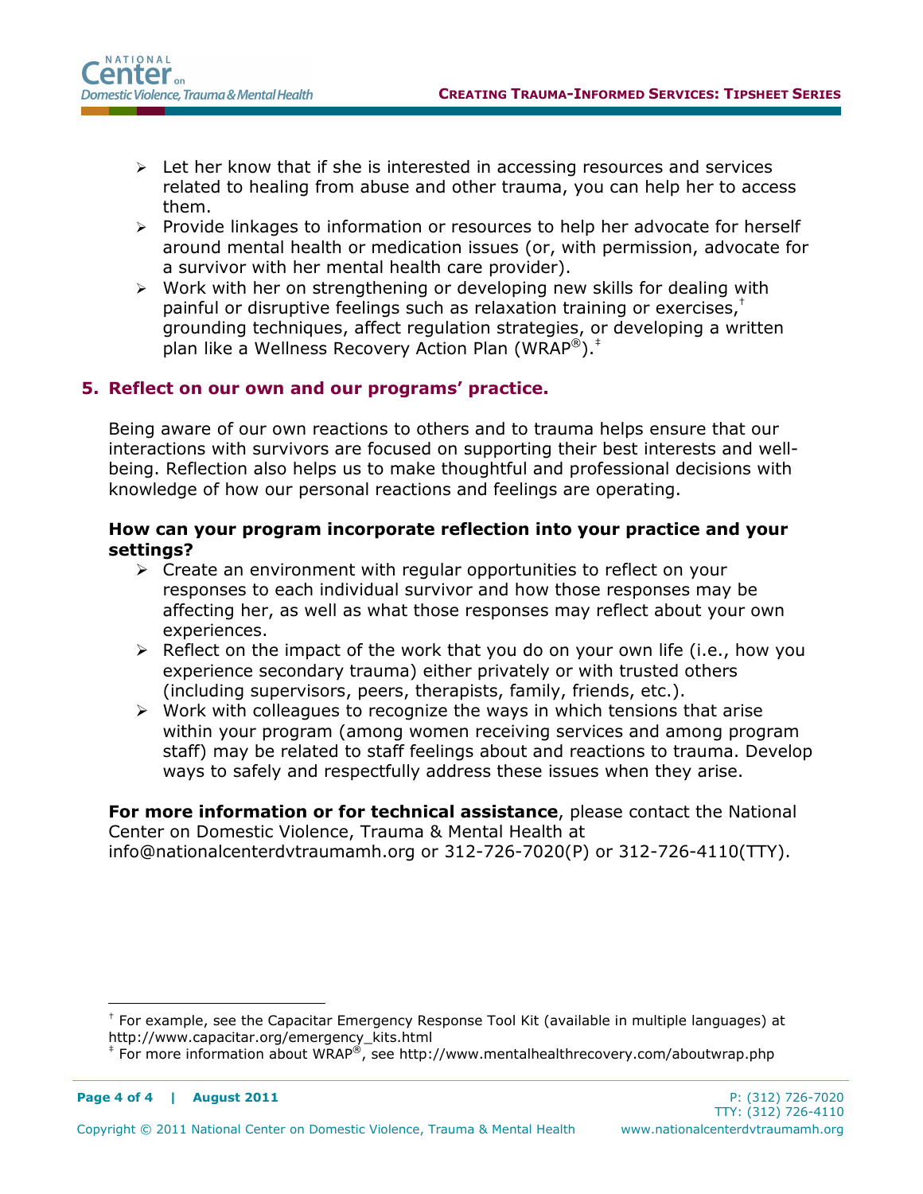- Let her know that if she is interested in accessing resources and services related to healing from abuse and other trauma, you can help her to access them.
- Provide linkages to information or resources to help her advocate for herself around mental health or medication issues (or, with permission, advocate for a survivor with her mental health care provider).
- Work with her on strengthening or developing new skills for dealing with painful or disruptive feelings such as relaxation training or exercises,[†] grounding techniques, affect regulation strategies, or developing a written plan like a Wellness Recovery Action Plan (WRAP®).[‡]

## 5. Reflect on our own and our programs' practice.

Being aware of our own reactions to others and to trauma helps ensure that our interactions with survivors are focused on supporting their best interests and well-being. Reflection also helps us to make thoughtful and professional decisions with knowledge of how our personal reactions and feelings are operating.

**How can your program incorporate reflection into your practice and your settings?**

- Create an environment with regular opportunities to reflect on your responses to each individual survivor and how those responses may be affecting her, as well as what those responses may reflect about your own experiences.
- Reflect on the impact of the work that you do on your own life (i.e., how you experience secondary trauma) either privately or with trusted others (including supervisors, peers, therapists, family, friends, etc.).
- Work with colleagues to recognize the ways in which tensions that arise within your program (among women receiving services and among program staff) may be related to staff feelings about and reactions to trauma. Develop ways to safely and respectfully address these issues when they arise.

**For more information or for technical assistance**, please contact the National Center on Domestic Violence, Trauma & Mental Health at info@nationalcenterdvtraumamh.org or 312-726-7020(P) or 312-726-4110(TTY).

---

[†] For example, see the Capacitar Emergency Response Tool Kit (available in multiple languages) at http://www.capacitar.org/emergency_kits.html

[‡] For more information about WRAP®, see http://www.mentalhealthrecovery.com/aboutwrap.php